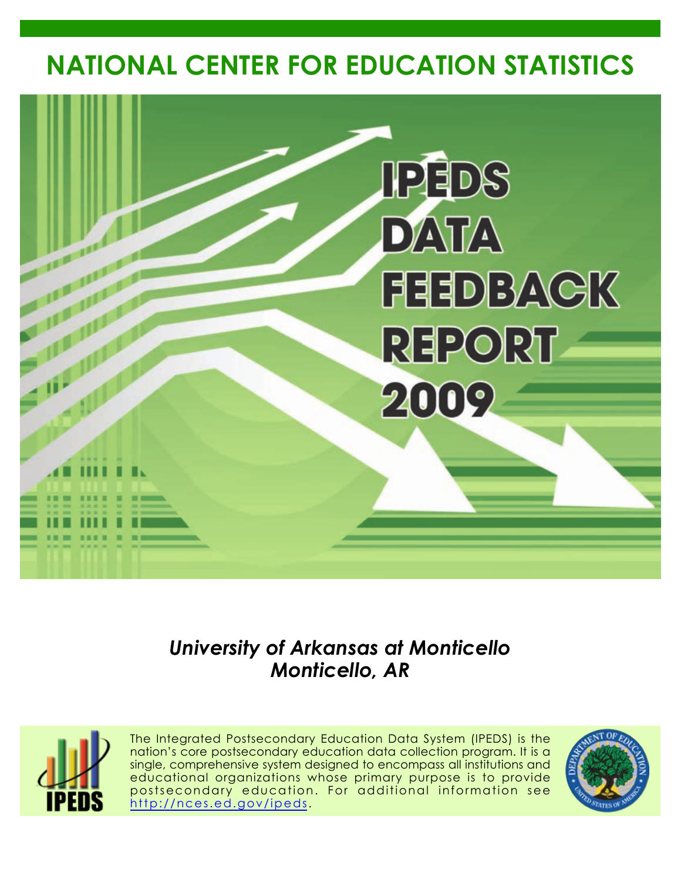# NATIONAL CENTER FOR EDUCATION STATISTICS

# IPEDS DATA FEEDBACK REPORT 2009

*University of Arkansas at Monticello*
*Monticello, AR*

The Integrated Postsecondary Education Data System (IPEDS) is the nation's core postsecondary education data collection program. It is a single, comprehensive system designed to encompass all institutions and educational organizations whose primary purpose is to provide postsecondary education. For additional information see http://nces.ed.gov/ipeds.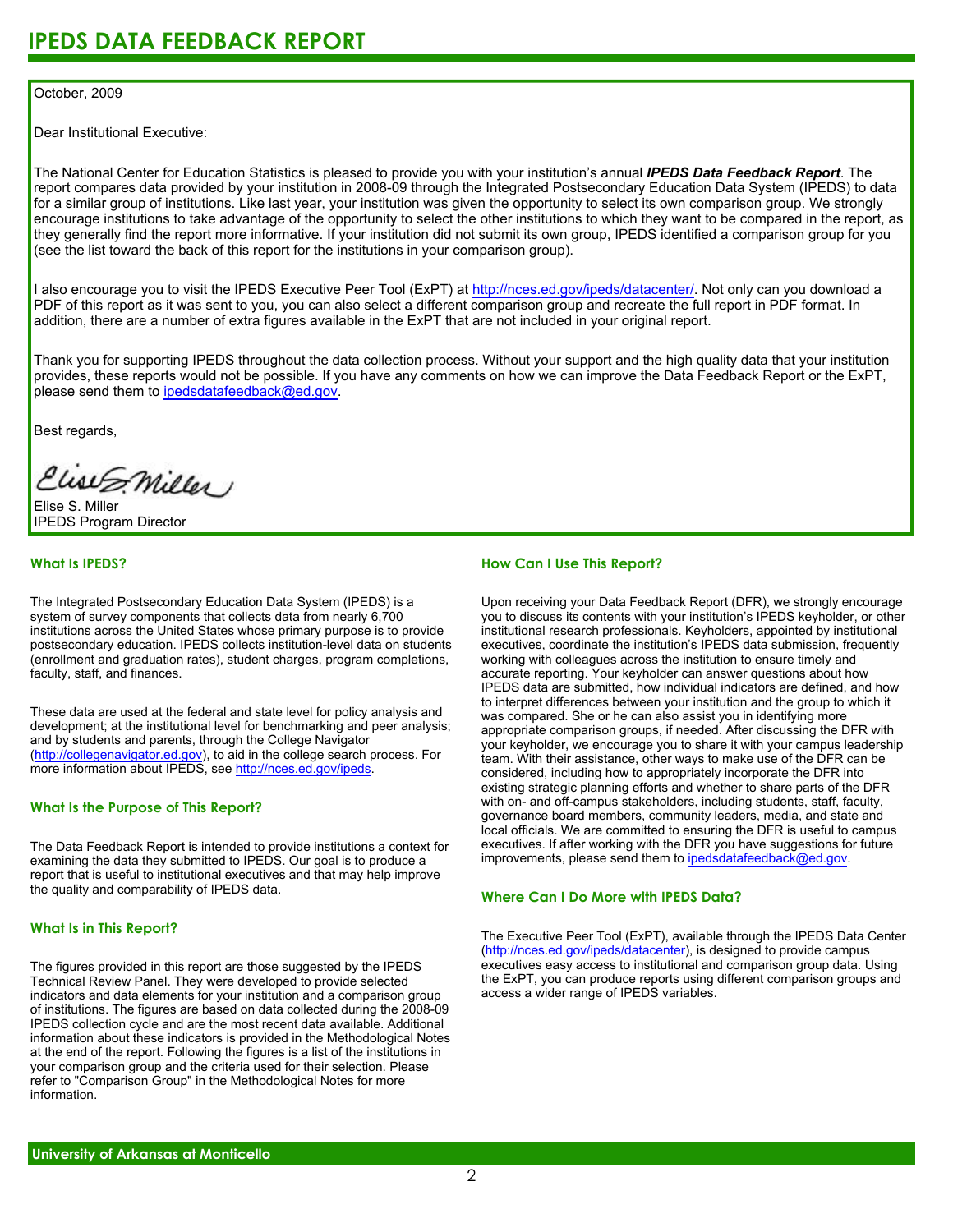# IPEDS DATA FEEDBACK REPORT

October, 2009

Dear Institutional Executive:

The National Center for Education Statistics is pleased to provide you with your institution's annual ***IPEDS Data Feedback Report***. The report compares data provided by your institution in 2008-09 through the Integrated Postsecondary Education Data System (IPEDS) to data for a similar group of institutions. Like last year, your institution was given the opportunity to select its own comparison group. We strongly encourage institutions to take advantage of the opportunity to select the other institutions to which they want to be compared in the report, as they generally find the report more informative. If your institution did not submit its own group, IPEDS identified a comparison group for you (see the list toward the back of this report for the institutions in your comparison group).

I also encourage you to visit the IPEDS Executive Peer Tool (ExPT) at http://nces.ed.gov/ipeds/datacenter/. Not only can you download a PDF of this report as it was sent to you, you can also select a different comparison group and recreate the full report in PDF format. In addition, there are a number of extra figures available in the ExPT that are not included in your original report.

Thank you for supporting IPEDS throughout the data collection process. Without your support and the high quality data that your institution provides, these reports would not be possible. If you have any comments on how we can improve the Data Feedback Report or the ExPT, please send them to ipedsdatafeedback@ed.gov.

Best regards,

Elise S. Miller
IPEDS Program Director

## What Is IPEDS?

The Integrated Postsecondary Education Data System (IPEDS) is a system of survey components that collects data from nearly 6,700 institutions across the United States whose primary purpose is to provide postsecondary education. IPEDS collects institution-level data on students (enrollment and graduation rates), student charges, program completions, faculty, staff, and finances.

These data are used at the federal and state level for policy analysis and development; at the institutional level for benchmarking and peer analysis; and by students and parents, through the College Navigator (http://collegenavigator.ed.gov), to aid in the college search process. For more information about IPEDS, see http://nces.ed.gov/ipeds.

## What Is the Purpose of This Report?

The Data Feedback Report is intended to provide institutions a context for examining the data they submitted to IPEDS. Our goal is to produce a report that is useful to institutional executives and that may help improve the quality and comparability of IPEDS data.

## What Is in This Report?

The figures provided in this report are those suggested by the IPEDS Technical Review Panel. They were developed to provide selected indicators and data elements for your institution and a comparison group of institutions. The figures are based on data collected during the 2008-09 IPEDS collection cycle and are the most recent data available. Additional information about these indicators is provided in the Methodological Notes at the end of the report. Following the figures is a list of the institutions in your comparison group and the criteria used for their selection. Please refer to "Comparison Group" in the Methodological Notes for more information.

## How Can I Use This Report?

Upon receiving your Data Feedback Report (DFR), we strongly encourage you to discuss its contents with your institution's IPEDS keyholder, or other institutional research professionals. Keyholders, appointed by institutional executives, coordinate the institution's IPEDS data submission, frequently working with colleagues across the institution to ensure timely and accurate reporting. Your keyholder can answer questions about how IPEDS data are submitted, how individual indicators are defined, and how to interpret differences between your institution and the group to which it was compared. She or he can also assist you in identifying more appropriate comparison groups, if needed. After discussing the DFR with your keyholder, we encourage you to share it with your campus leadership team. With their assistance, other ways to make use of the DFR can be considered, including how to appropriately incorporate the DFR into existing strategic planning efforts and whether to share parts of the DFR with on- and off-campus stakeholders, including students, staff, faculty, governance board members, community leaders, media, and state and local officials. We are committed to ensuring the DFR is useful to campus executives. If after working with the DFR you have suggestions for future improvements, please send them to ipedsdatafeedback@ed.gov.

## Where Can I Do More with IPEDS Data?

The Executive Peer Tool (ExPT), available through the IPEDS Data Center (http://nces.ed.gov/ipeds/datacenter), is designed to provide campus executives easy access to institutional and comparison group data. Using the ExPT, you can produce reports using different comparison groups and access a wider range of IPEDS variables.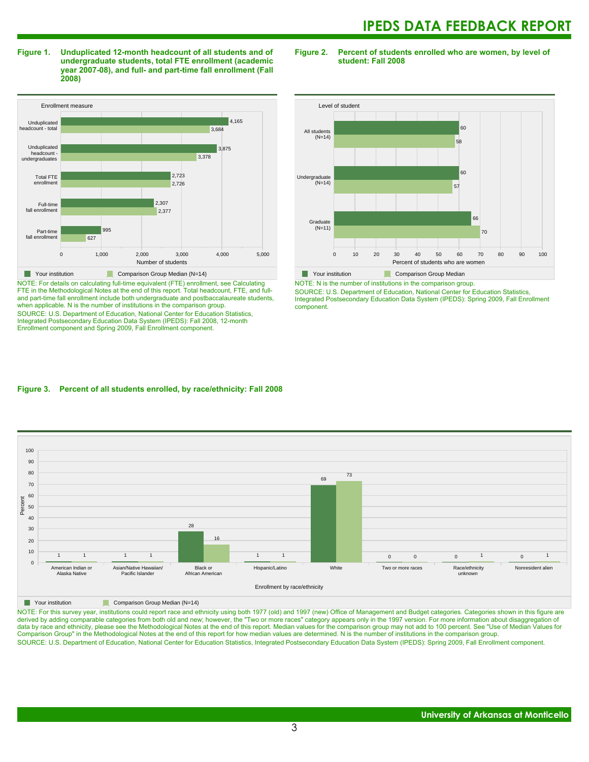# IPEDS DATA FEEDBACK REPORT

**Figure 1. Unduplicated 12-month headcount of all students and of undergraduate students, total FTE enrollment (academic year 2007-08), and full- and part-time fall enrollment (Fall 2008)**

| Enrollment measure | Your institution | Comparison Group Median (N=14) |
|---|---|---|
| Unduplicated headcount - total | 4,165 | 3,684 |
| Unduplicated headcount - undergraduates | 3,875 | 3,378 |
| Total FTE enrollment | 2,723 | 2,726 |
| Full-time fall enrollment | 2,307 | 2,377 |
| Part-time fall enrollment | 995 | 627 |

NOTE: For details on calculating full-time equivalent (FTE) enrollment, see Calculating FTE in the Methodological Notes at the end of this report. Total headcount, FTE, and full- and part-time fall enrollment include both undergraduate and postbaccalaureate students, when applicable. N is the number of institutions in the comparison group.

SOURCE: U.S. Department of Education, National Center for Education Statistics, Integrated Postsecondary Education Data System (IPEDS): Fall 2008, 12-month Enrollment component and Spring 2009, Fall Enrollment component.

**Figure 2. Percent of students enrolled who are women, by level of student: Fall 2008**

| Level of student | Your institution | Comparison Group Median |
|---|---|---|
| All students (N=14) | 60 | 58 |
| Undergraduate (N=14) | 60 | 57 |
| Graduate (N=11) | 66 | 70 |

NOTE: N is the number of institutions in the comparison group.

SOURCE: U.S. Department of Education, National Center for Education Statistics, Integrated Postsecondary Education Data System (IPEDS): Spring 2009, Fall Enrollment component.

**Figure 3. Percent of all students enrolled, by race/ethnicity: Fall 2008**

| Enrollment by race/ethnicity | Your institution | Comparison Group Median (N=14) |
|---|---|---|
| American Indian or Alaska Native | 1 | 1 |
| Asian/Native Hawaiian/ Pacific Islander | 1 | 1 |
| Black or African American | 28 | 16 |
| Hispanic/Latino | 1 | 1 |
| White | 69 | 73 |
| Two or more races | 0 | 0 |
| Race/ethnicity unknown | 0 | 1 |
| Nonresident alien | 0 | 1 |

NOTE: For this survey year, institutions could report race and ethnicity using both 1977 (old) and 1997 (new) Office of Management and Budget categories. Categories shown in this figure are derived by adding comparable categories from both old and new; however, the "Two or more races" category appears only in the 1997 version. For more information about disaggregation of data by race and ethnicity, please see the Methodological Notes at the end of this report. Median values for the comparison group may not add to 100 percent. See "Use of Median Values for Comparison Group" in the Methodological Notes at the end of this report for how median values are determined. N is the number of institutions in the comparison group.

SOURCE: U.S. Department of Education, National Center for Education Statistics, Integrated Postsecondary Education Data System (IPEDS): Spring 2009, Fall Enrollment component.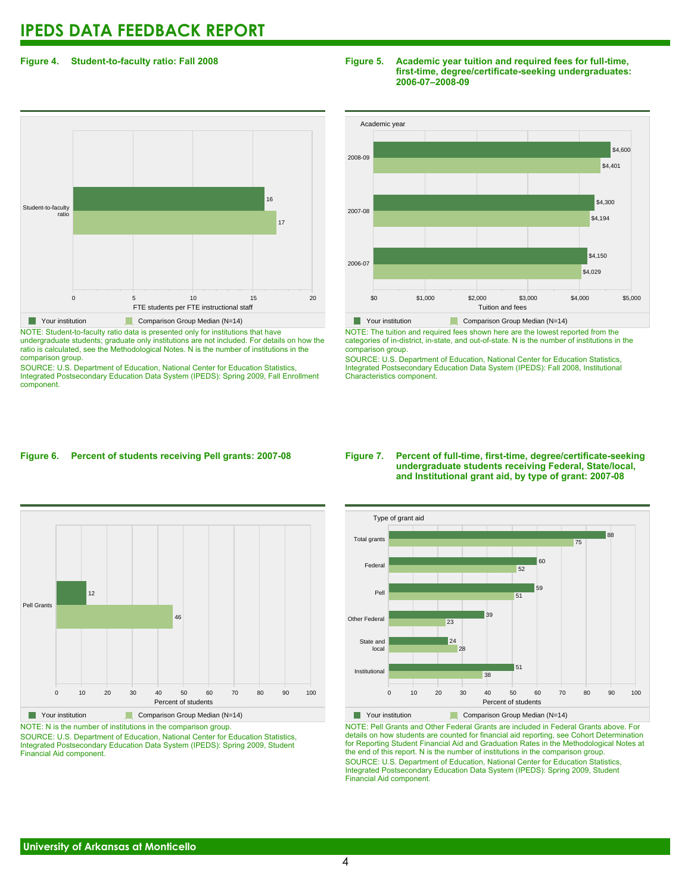# IPEDS DATA FEEDBACK REPORT

**Figure 4. Student-to-faculty ratio: Fall 2008**

| | Your institution | Comparison Group Median (N=14) |
|---|---|---|
| Student-to-faculty ratio | 16 | 17 |

FTE students per FTE instructional staff

NOTE: Student-to-faculty ratio data is presented only for institutions that have undergraduate students; graduate only institutions are not included. For details on how the ratio is calculated, see the Methodological Notes. N is the number of institutions in the comparison group.

SOURCE: U.S. Department of Education, National Center for Education Statistics, Integrated Postsecondary Education Data System (IPEDS): Spring 2009, Fall Enrollment component.

**Figure 5. Academic year tuition and required fees for full-time, first-time, degree/certificate-seeking undergraduates: 2006-07–2008-09**

| Academic year | Your institution | Comparison Group Median (N=14) |
|---|---|---|
| 2008-09 | $4,600 | $4,401 |
| 2007-08 | $4,300 | $4,194 |
| 2006-07 | $4,150 | $4,029 |

Tuition and fees

NOTE: The tuition and required fees shown here are the lowest reported from the categories of in-district, in-state, and out-of-state. N is the number of institutions in the comparison group.

SOURCE: U.S. Department of Education, National Center for Education Statistics, Integrated Postsecondary Education Data System (IPEDS): Fall 2008, Institutional Characteristics component.

**Figure 6. Percent of students receiving Pell grants: 2007-08**

| | Your institution | Comparison Group Median (N=14) |
|---|---|---|
| Pell Grants | 12 | 46 |

Percent of students

NOTE: N is the number of institutions in the comparison group.

SOURCE: U.S. Department of Education, National Center for Education Statistics, Integrated Postsecondary Education Data System (IPEDS): Spring 2009, Student Financial Aid component.

**Figure 7. Percent of full-time, first-time, degree/certificate-seeking undergraduate students receiving Federal, State/local, and Institutional grant aid, by type of grant: 2007-08**

| Type of grant aid | Your institution | Comparison Group Median (N=14) |
|---|---|---|
| Total grants | 88 | 75 |
| Federal | 60 | 52 |
| Pell | 59 | 51 |
| Other Federal | 39 | 23 |
| State and local | 24 | 28 |
| Institutional | 51 | 38 |

Percent of students

NOTE: Pell Grants and Other Federal Grants are included in Federal Grants above. For details on how students are counted for financial aid reporting, see Cohort Determination for Reporting Student Financial Aid and Graduation Rates in the Methodological Notes at the end of this report. N is the number of institutions in the comparison group.

SOURCE: U.S. Department of Education, National Center for Education Statistics, Integrated Postsecondary Education Data System (IPEDS): Spring 2009, Student Financial Aid component.

University of Arkansas at Monticello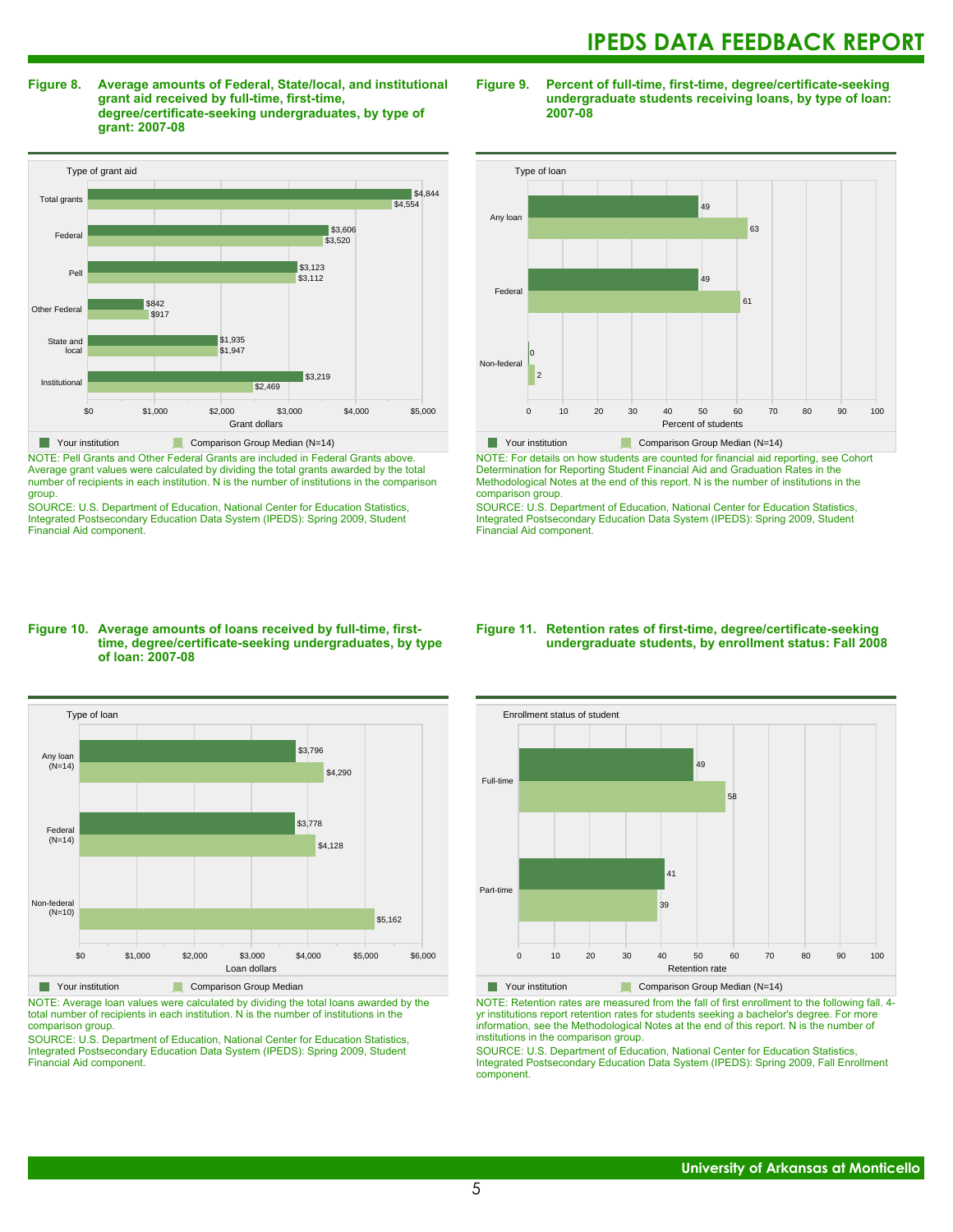**Figure 8. Average amounts of Federal, State/local, and institutional grant aid received by full-time, first-time, degree/certificate-seeking undergraduates, by type of grant: 2007-08**

| Type of grant aid | Your institution | Comparison Group Median (N=14) |
|---|---|---|
| Total grants | $4,844 | $4,554 |
| Federal | $3,606 | $3,520 |
| Pell | $3,123 | $3,112 |
| Other Federal | $842 | $917 |
| State and local | $1,935 | $1,947 |
| Institutional | $3,219 | $2,469 |

NOTE: Pell Grants and Other Federal Grants are included in Federal Grants above. Average grant values were calculated by dividing the total grants awarded by the total number of recipients in each institution. N is the number of institutions in the comparison group.

SOURCE: U.S. Department of Education, National Center for Education Statistics, Integrated Postsecondary Education Data System (IPEDS): Spring 2009, Student Financial Aid component.

**Figure 9. Percent of full-time, first-time, degree/certificate-seeking undergraduate students receiving loans, by type of loan: 2007-08**

| Type of loan | Your institution | Comparison Group Median (N=14) |
|---|---|---|
| Any loan | 49 | 63 |
| Federal | 49 | 61 |
| Non-federal | 0 | 2 |

NOTE: For details on how students are counted for financial aid reporting, see Cohort Determination for Reporting Student Financial Aid and Graduation Rates in the Methodological Notes at the end of this report. N is the number of institutions in the comparison group.

SOURCE: U.S. Department of Education, National Center for Education Statistics, Integrated Postsecondary Education Data System (IPEDS): Spring 2009, Student Financial Aid component.

**Figure 10. Average amounts of loans received by full-time, first-time, degree/certificate-seeking undergraduates, by type of loan: 2007-08**

| Type of loan | Your institution | Comparison Group Median |
|---|---|---|
| Any loan (N=14) | $3,796 | $4,290 |
| Federal (N=14) | $3,778 | $4,128 |
| Non-federal (N=10) | | $5,162 |

NOTE: Average loan values were calculated by dividing the total loans awarded by the total number of recipients in each institution. N is the number of institutions in the comparison group.

SOURCE: U.S. Department of Education, National Center for Education Statistics, Integrated Postsecondary Education Data System (IPEDS): Spring 2009, Student Financial Aid component.

**Figure 11. Retention rates of first-time, degree/certificate-seeking undergraduate students, by enrollment status: Fall 2008**

| Enrollment status of student | Your institution | Comparison Group Median (N=14) |
|---|---|---|
| Full-time | 49 | 58 |
| Part-time | 41 | 39 |

NOTE: Retention rates are measured from the fall of first enrollment to the following fall. 4-yr institutions report retention rates for students seeking a bachelor's degree. For more information, see the Methodological Notes at the end of this report. N is the number of institutions in the comparison group.

SOURCE: U.S. Department of Education, National Center for Education Statistics, Integrated Postsecondary Education Data System (IPEDS): Spring 2009, Fall Enrollment component.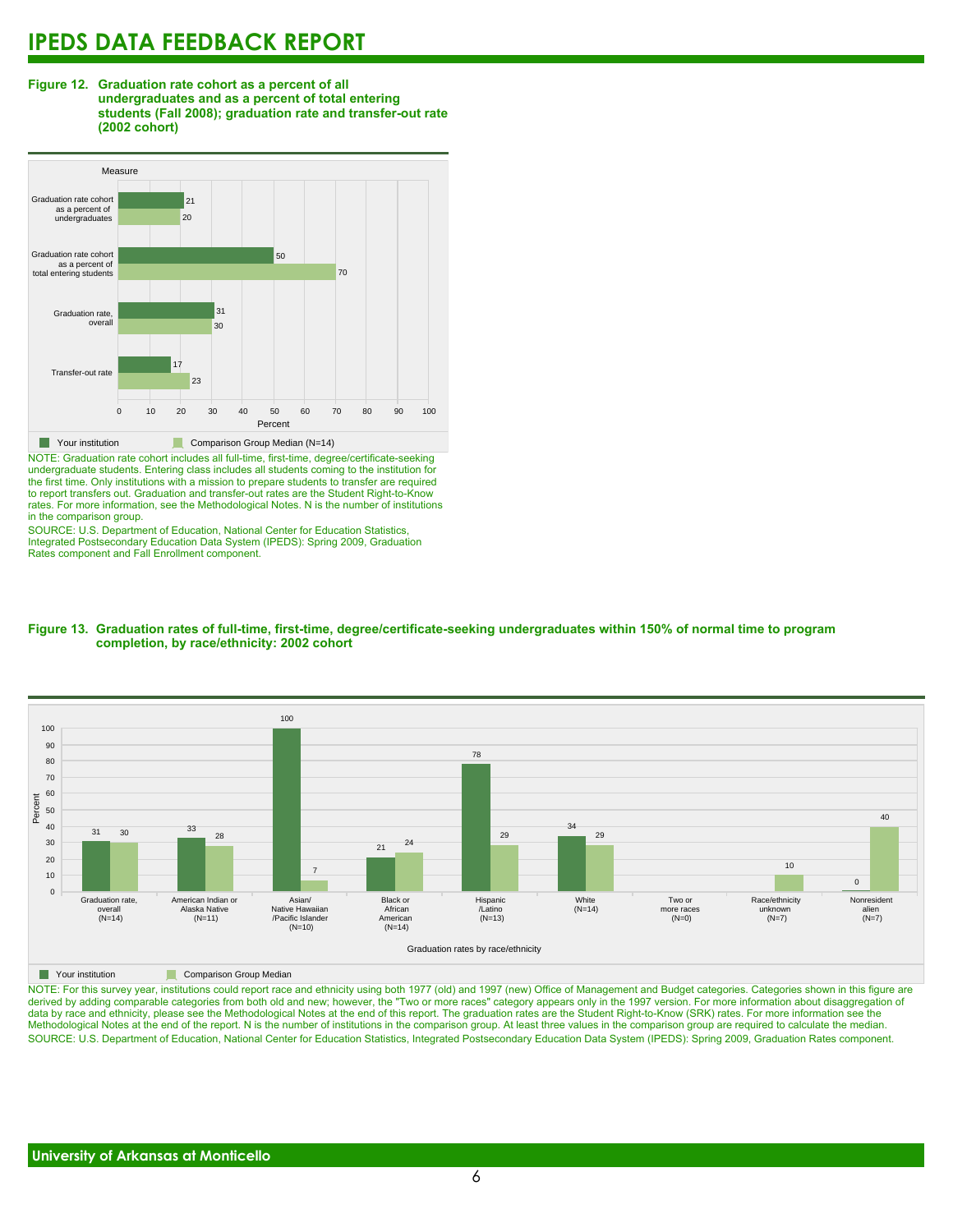# IPEDS DATA FEEDBACK REPORT

**Figure 12. Graduation rate cohort as a percent of all undergraduates and as a percent of total entering students (Fall 2008); graduation rate and transfer-out rate (2002 cohort)**

| Measure | Your institution | Comparison Group Median (N=14) |
|---|---|---|
| Graduation rate cohort as a percent of undergraduates | 21 | 20 |
| Graduation rate cohort as a percent of total entering students | 50 | 70 |
| Graduation rate, overall | 31 | 30 |
| Transfer-out rate | 17 | 23 |

NOTE: Graduation rate cohort includes all full-time, first-time, degree/certificate-seeking undergraduate students. Entering class includes all students coming to the institution for the first time. Only institutions with a mission to prepare students to transfer are required to report transfers out. Graduation and transfer-out rates are the Student Right-to-Know rates. For more information, see the Methodological Notes. N is the number of institutions in the comparison group.

SOURCE: U.S. Department of Education, National Center for Education Statistics, Integrated Postsecondary Education Data System (IPEDS): Spring 2009, Graduation Rates component and Fall Enrollment component.

**Figure 13. Graduation rates of full-time, first-time, degree/certificate-seeking undergraduates within 150% of normal time to program completion, by race/ethnicity: 2002 cohort**

| Graduation rates by race/ethnicity | Your institution | Comparison Group Median |
|---|---|---|
| Graduation rate, overall (N=14) | 31 | 30 |
| American Indian or Alaska Native (N=11) | 33 | 28 |
| Asian/ Native Hawaiian /Pacific Islander (N=10) | 100 | 7 |
| Black or African American (N=14) | 21 | 24 |
| Hispanic /Latino (N=13) | 78 | 29 |
| White (N=14) | 34 | 29 |
| Two or more races (N=0) | | |
| Race/ethnicity unknown (N=7) | | 10 |
| Nonresident alien (N=7) | 0 | 40 |

NOTE: For this survey year, institutions could report race and ethnicity using both 1977 (old) and 1997 (new) Office of Management and Budget categories. Categories shown in this figure are derived by adding comparable categories from both old and new; however, the "Two or more races" category appears only in the 1997 version. For more information about disaggregation of data by race and ethnicity, please see the Methodological Notes at the end of this report. The graduation rates are the Student Right-to-Know (SRK) rates. For more information see the Methodological Notes at the end of the report. N is the number of institutions in the comparison group. At least three values in the comparison group are required to calculate the median.

SOURCE: U.S. Department of Education, National Center for Education Statistics, Integrated Postsecondary Education Data System (IPEDS): Spring 2009, Graduation Rates component.

**University of Arkansas at Monticello**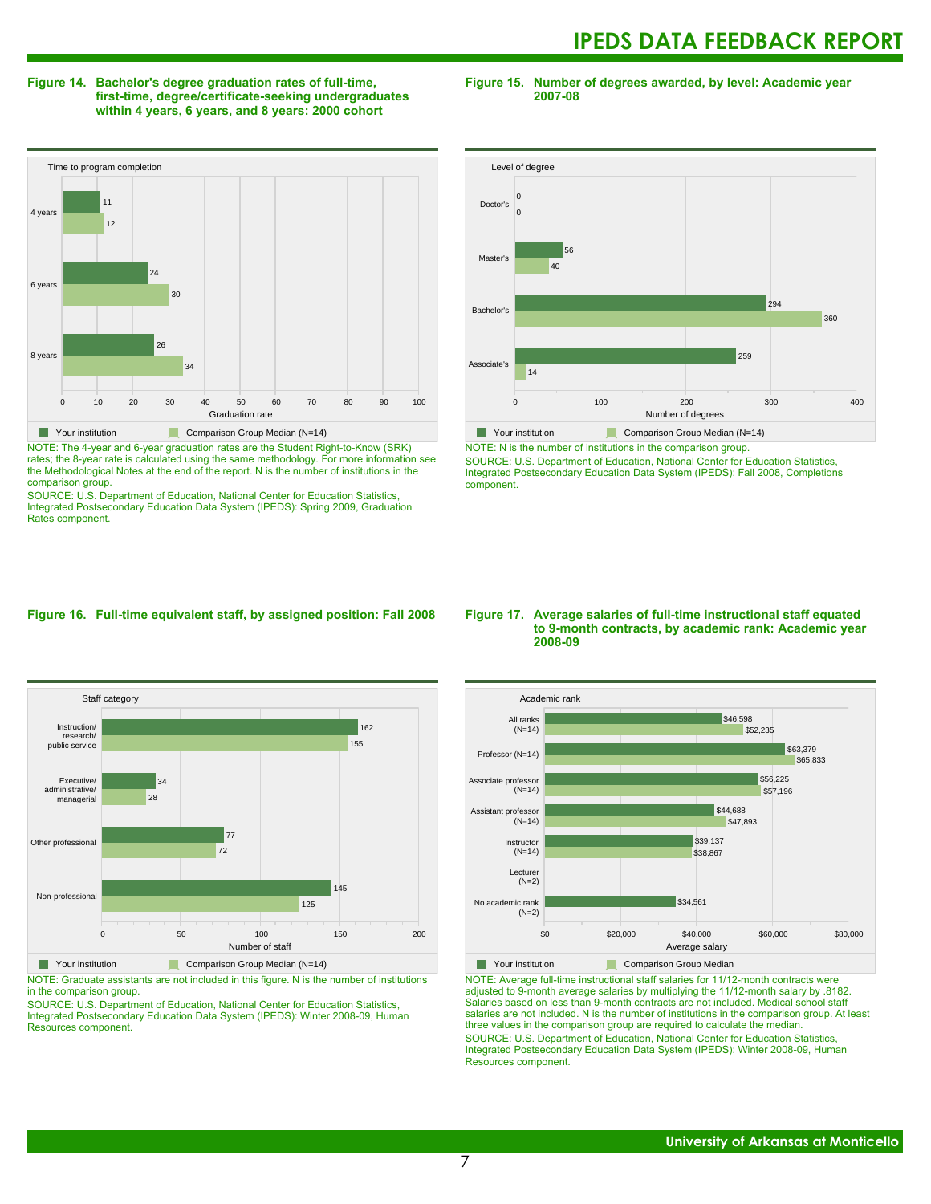**Figure 14. Bachelor's degree graduation rates of full-time, first-time, degree/certificate-seeking undergraduates within 4 years, 6 years, and 8 years: 2000 cohort**

| Time to program completion | Your institution | Comparison Group Median (N=14) |
|---|---|---|
| 4 years | 11 | 12 |
| 6 years | 24 | 30 |
| 8 years | 26 | 34 |

NOTE: The 4-year and 6-year graduation rates are the Student Right-to-Know (SRK) rates; the 8-year rate is calculated using the same methodology. For more information see the Methodological Notes at the end of the report. N is the number of institutions in the comparison group.

SOURCE: U.S. Department of Education, National Center for Education Statistics, Integrated Postsecondary Education Data System (IPEDS): Spring 2009, Graduation Rates component.

**Figure 15. Number of degrees awarded, by level: Academic year 2007-08**

| Level of degree | Your institution | Comparison Group Median (N=14) |
|---|---|---|
| Doctor's | 0 | 0 |
| Master's | 56 | 40 |
| Bachelor's | 294 | 360 |
| Associate's | 259 | 14 |

NOTE: N is the number of institutions in the comparison group.

SOURCE: U.S. Department of Education, National Center for Education Statistics, Integrated Postsecondary Education Data System (IPEDS): Fall 2008, Completions component.

**Figure 16. Full-time equivalent staff, by assigned position: Fall 2008**

| Staff category | Your institution | Comparison Group Median (N=14) |
|---|---|---|
| Instruction/ research/ public service | 162 | 155 |
| Executive/ administrative/ managerial | 34 | 28 |
| Other professional | 77 | 72 |
| Non-professional | 145 | 125 |

NOTE: Graduate assistants are not included in this figure. N is the number of institutions in the comparison group.

SOURCE: U.S. Department of Education, National Center for Education Statistics, Integrated Postsecondary Education Data System (IPEDS): Winter 2008-09, Human Resources component.

**Figure 17. Average salaries of full-time instructional staff equated to 9-month contracts, by academic rank: Academic year 2008-09**

| Academic rank | Your institution | Comparison Group Median |
|---|---|---|
| All ranks (N=14) | $46,598 | $52,235 |
| Professor (N=14) | $63,379 | $65,833 |
| Associate professor (N=14) | $56,225 | $57,196 |
| Assistant professor (N=14) | $44,688 | $47,893 |
| Instructor (N=14) | $39,137 | $38,867 |
| Lecturer (N=2) | | |
| No academic rank (N=2) | $34,561 | |

NOTE: Average full-time instructional staff salaries for 11/12-month contracts were adjusted to 9-month average salaries by multiplying the 11/12-month salary by .8182. Salaries based on less than 9-month contracts are not included. Medical school staff salaries are not included. N is the number of institutions in the comparison group. At least three values in the comparison group are required to calculate the median.

SOURCE: U.S. Department of Education, National Center for Education Statistics, Integrated Postsecondary Education Data System (IPEDS): Winter 2008-09, Human Resources component.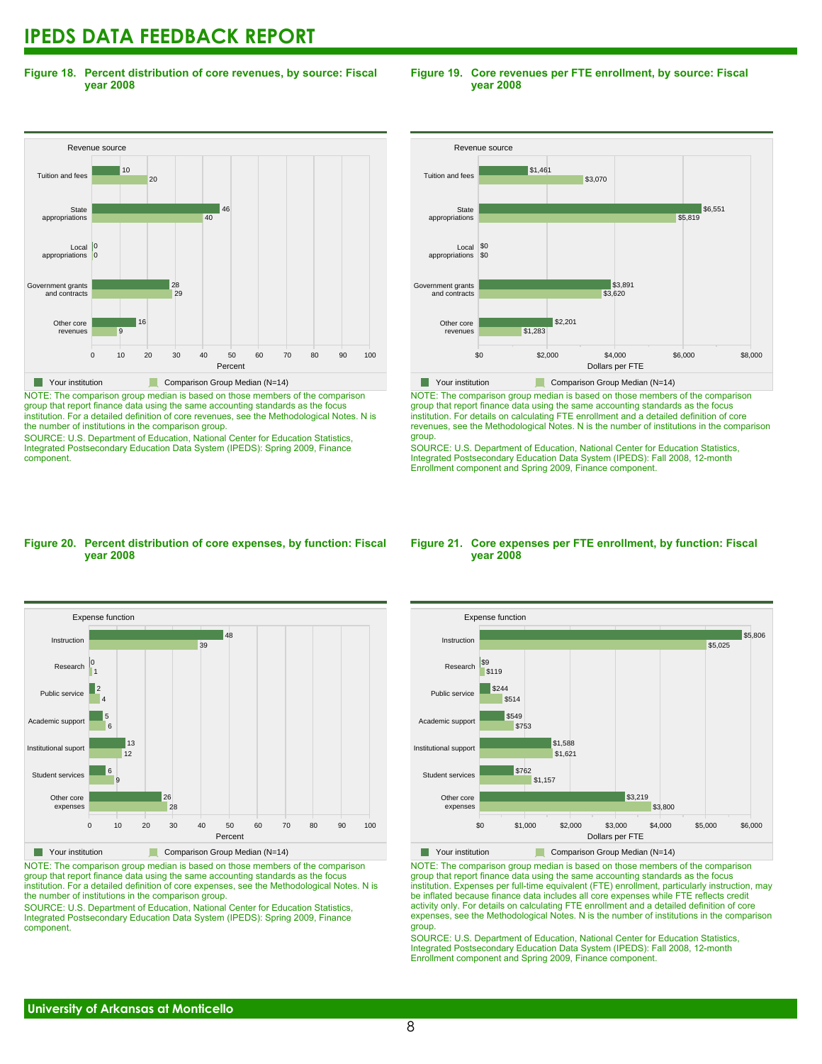**Figure 18. Percent distribution of core revenues, by source: Fiscal year 2008**

| Revenue source | Your institution | Comparison Group Median (N=14) |
|---|---|---|
| Tuition and fees | 10 | 20 |
| State appropriations | 46 | 40 |
| Local appropriations | 0 | 0 |
| Government grants and contracts | 28 | 29 |
| Other core revenues | 16 | 9 |

NOTE: The comparison group median is based on those members of the comparison group that report finance data using the same accounting standards as the focus institution. For a detailed definition of core revenues, see the Methodological Notes. N is the number of institutions in the comparison group.

SOURCE: U.S. Department of Education, National Center for Education Statistics, Integrated Postsecondary Education Data System (IPEDS): Spring 2009, Finance component.

**Figure 19. Core revenues per FTE enrollment, by source: Fiscal year 2008**

| Revenue source | Your institution | Comparison Group Median (N=14) |
|---|---|---|
| Tuition and fees | $1,461 | $3,070 |
| State appropriations | $6,551 | $5,819 |
| Local appropriations | $0 | $0 |
| Government grants and contracts | $3,891 | $3,620 |
| Other core revenues | $2,201 | $1,283 |

NOTE: The comparison group median is based on those members of the comparison group that report finance data using the same accounting standards as the focus institution. For details on calculating FTE enrollment and a detailed definition of core revenues, see the Methodological Notes. N is the number of institutions in the comparison group.

SOURCE: U.S. Department of Education, National Center for Education Statistics, Integrated Postsecondary Education Data System (IPEDS): Fall 2008, 12-month Enrollment component and Spring 2009, Finance component.

**Figure 20. Percent distribution of core expenses, by function: Fiscal year 2008**

| Expense function | Your institution | Comparison Group Median (N=14) |
|---|---|---|
| Instruction | 48 | 39 |
| Research | 0 | 1 |
| Public service | 2 | 4 |
| Academic support | 5 | 6 |
| Institutional suport | 13 | 12 |
| Student services | 6 | 9 |
| Other core expenses | 26 | 28 |

NOTE: The comparison group median is based on those members of the comparison group that report finance data using the same accounting standards as the focus institution. For a detailed definition of core expenses, see the Methodological Notes. N is the number of institutions in the comparison group.

SOURCE: U.S. Department of Education, National Center for Education Statistics, Integrated Postsecondary Education Data System (IPEDS): Spring 2009, Finance component.

**Figure 21. Core expenses per FTE enrollment, by function: Fiscal year 2008**

| Expense function | Your institution | Comparison Group Median (N=14) |
|---|---|---|
| Instruction | $5,806 | $5,025 |
| Research | $9 | $119 |
| Public service | $244 | $514 |
| Academic support | $549 | $753 |
| Institutional support | $1,588 | $1,621 |
| Student services | $762 | $1,157 |
| Other core expenses | $3,219 | $3,800 |

NOTE: The comparison group median is based on those members of the comparison group that report finance data using the same accounting standards as the focus institution. Expenses per full-time equivalent (FTE) enrollment, particularly instruction, may be inflated because finance data includes all core expenses while FTE reflects credit activity only. For details on calculating FTE enrollment and a detailed definition of core expenses, see the Methodological Notes. N is the number of institutions in the comparison group.

SOURCE: U.S. Department of Education, National Center for Education Statistics, Integrated Postsecondary Education Data System (IPEDS): Fall 2008, 12-month Enrollment component and Spring 2009, Finance component.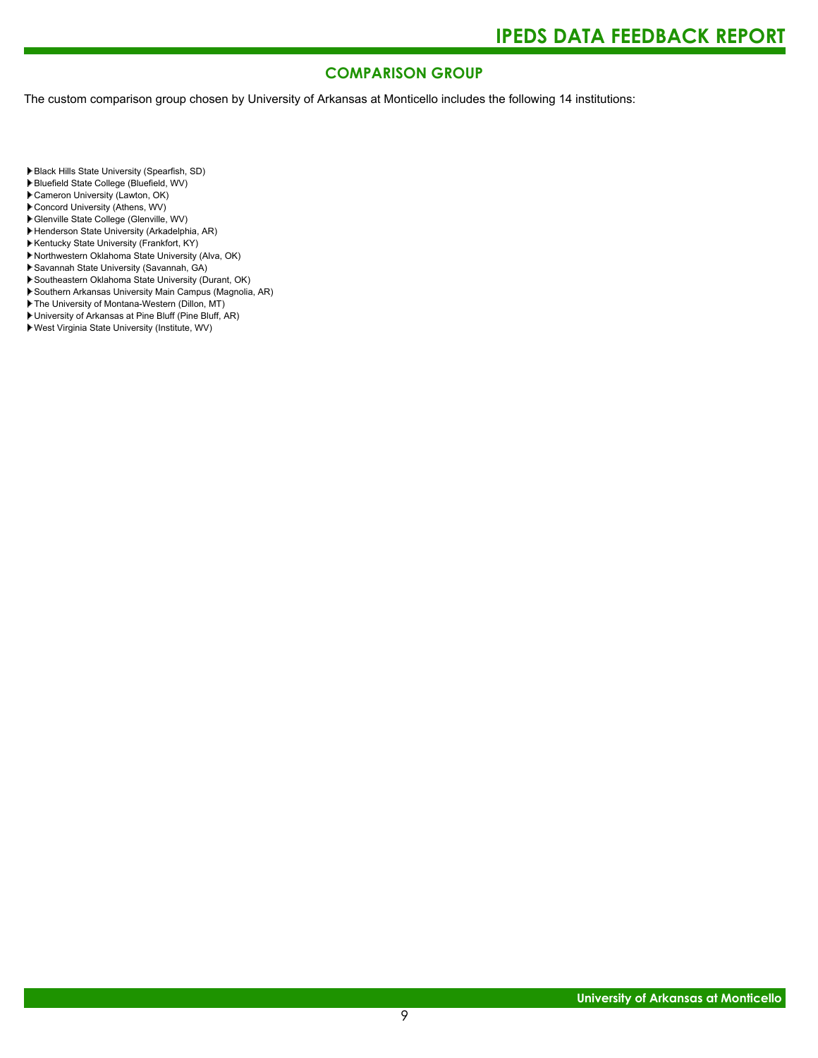## COMPARISON GROUP

The custom comparison group chosen by University of Arkansas at Monticello includes the following 14 institutions:

- Black Hills State University (Spearfish, SD)
- Bluefield State College (Bluefield, WV)
- Cameron University (Lawton, OK)
- Concord University (Athens, WV)
- Glenville State College (Glenville, WV)
- Henderson State University (Arkadelphia, AR)
- Kentucky State University (Frankfort, KY)
- Northwestern Oklahoma State University (Alva, OK)
- Savannah State University (Savannah, GA)
- Southeastern Oklahoma State University (Durant, OK)
- Southern Arkansas University Main Campus (Magnolia, AR)
- The University of Montana-Western (Dillon, MT)
- University of Arkansas at Pine Bluff (Pine Bluff, AR)
- West Virginia State University (Institute, WV)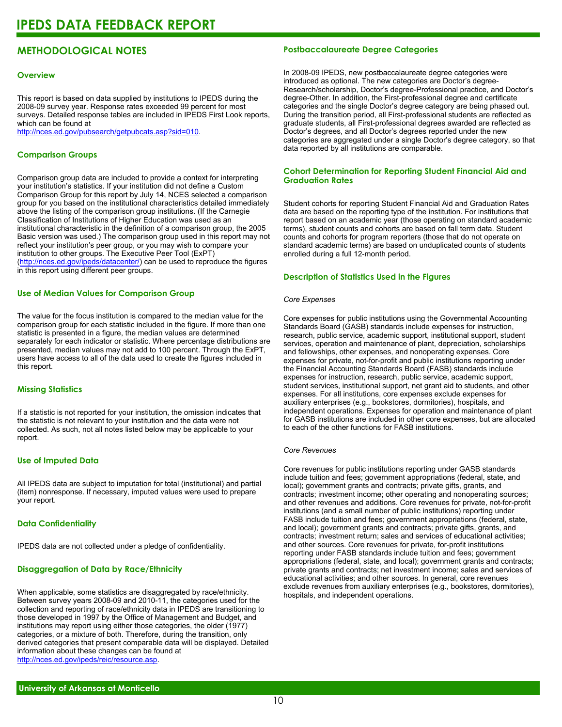# IPEDS DATA FEEDBACK REPORT

## METHODOLOGICAL NOTES

### Overview

This report is based on data supplied by institutions to IPEDS during the 2008-09 survey year. Response rates exceeded 99 percent for most surveys. Detailed response tables are included in IPEDS First Look reports, which can be found at http://nces.ed.gov/pubsearch/getpubcats.asp?sid=010.

### Comparison Groups

Comparison group data are included to provide a context for interpreting your institution's statistics. If your institution did not define a Custom Comparison Group for this report by July 14, NCES selected a comparison group for you based on the institutional characteristics detailed immediately above the listing of the comparison group institutions. (If the Carnegie Classification of Institutions of Higher Education was used as an institutional characteristic in the definition of a comparison group, the 2005 Basic version was used.) The comparison group used in this report may not reflect your institution's peer group, or you may wish to compare your institution to other groups. The Executive Peer Tool (ExPT) (http://nces.ed.gov/ipeds/datacenter/) can be used to reproduce the figures in this report using different peer groups.

### Use of Median Values for Comparison Group

The value for the focus institution is compared to the median value for the comparison group for each statistic included in the figure. If more than one statistic is presented in a figure, the median values are determined separately for each indicator or statistic. Where percentage distributions are presented, median values may not add to 100 percent. Through the ExPT, users have access to all of the data used to create the figures included in this report.

### Missing Statistics

If a statistic is not reported for your institution, the omission indicates that the statistic is not relevant to your institution and the data were not collected. As such, not all notes listed below may be applicable to your report.

### Use of Imputed Data

All IPEDS data are subject to imputation for total (institutional) and partial (item) nonresponse. If necessary, imputed values were used to prepare your report.

### Data Confidentiality

IPEDS data are not collected under a pledge of confidentiality.

### Disaggregation of Data by Race/Ethnicity

When applicable, some statistics are disaggregated by race/ethnicity. Between survey years 2008-09 and 2010-11, the categories used for the collection and reporting of race/ethnicity data in IPEDS are transitioning to those developed in 1997 by the Office of Management and Budget, and institutions may report using either those categories, the older (1977) categories, or a mixture of both. Therefore, during the transition, only derived categories that present comparable data will be displayed. Detailed information about these changes can be found at http://nces.ed.gov/ipeds/reic/resource.asp.

### Postbaccalaureate Degree Categories

In 2008-09 IPEDS, new postbaccalaureate degree categories were introduced as optional. The new categories are Doctor's degree-Research/scholarship, Doctor's degree-Professional practice, and Doctor's degree-Other. In addition, the First-professional degree and certificate categories and the single Doctor's degree category are being phased out. During the transition period, all First-professional students are reflected as graduate students, all First-professional degrees awarded are reflected as Doctor's degrees, and all Doctor's degrees reported under the new categories are aggregated under a single Doctor's degree category, so that data reported by all institutions are comparable.

### Cohort Determination for Reporting Student Financial Aid and Graduation Rates

Student cohorts for reporting Student Financial Aid and Graduation Rates data are based on the reporting type of the institution. For institutions that report based on an academic year (those operating on standard academic terms), student counts and cohorts are based on fall term data. Student counts and cohorts for program reporters (those that do not operate on standard academic terms) are based on unduplicated counts of students enrolled during a full 12-month period.

### Description of Statistics Used in the Figures

*Core Expenses*

Core expenses for public institutions using the Governmental Accounting Standards Board (GASB) standards include expenses for instruction, research, public service, academic support, institutional support, student services, operation and maintenance of plant, depreciation, scholarships and fellowships, other expenses, and nonoperating expenses. Core expenses for private, not-for-profit and public institutions reporting under the Financial Accounting Standards Board (FASB) standards include expenses for instruction, research, public service, academic support, student services, institutional support, net grant aid to students, and other expenses. For all institutions, core expenses exclude expenses for auxiliary enterprises (e.g., bookstores, dormitories), hospitals, and independent operations. Expenses for operation and maintenance of plant for GASB institutions are included in other core expenses, but are allocated to each of the other functions for FASB institutions.

*Core Revenues*

Core revenues for public institutions reporting under GASB standards include tuition and fees; government appropriations (federal, state, and local); government grants and contracts; private gifts, grants, and contracts; investment income; other operating and nonoperating sources; and other revenues and additions. Core revenues for private, not-for-profit institutions (and a small number of public institutions) reporting under FASB include tuition and fees; government appropriations (federal, state, and local); government grants and contracts; private gifts, grants, and contracts; investment return; sales and services of educational activities; and other sources. Core revenues for private, for-profit institutions reporting under FASB standards include tuition and fees; government appropriations (federal, state, and local); government grants and contracts; private grants and contracts; net investment income; sales and services of educational activities; and other sources. In general, core revenues exclude revenues from auxiliary enterprises (e.g., bookstores, dormitories), hospitals, and independent operations.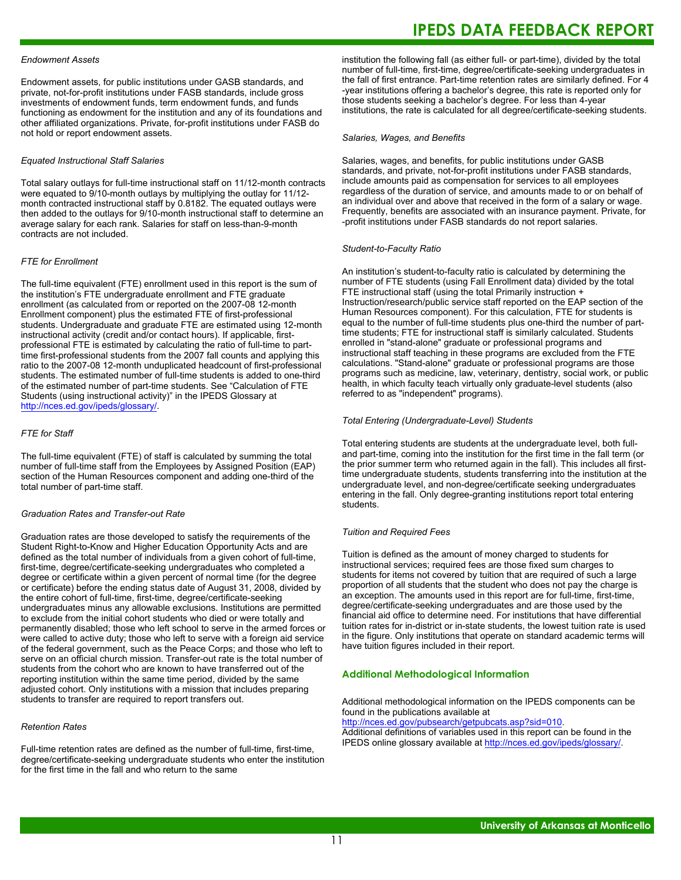### *Endowment Assets*

Endowment assets, for public institutions under GASB standards, and private, not-for-profit institutions under FASB standards, include gross investments of endowment funds, term endowment funds, and funds functioning as endowment for the institution and any of its foundations and other affiliated organizations. Private, for-profit institutions under FASB do not hold or report endowment assets.

### *Equated Instructional Staff Salaries*

Total salary outlays for full-time instructional staff on 11/12-month contracts were equated to 9/10-month outlays by multiplying the outlay for 11/12-month contracted instructional staff by 0.8182. The equated outlays were then added to the outlays for 9/10-month instructional staff to determine an average salary for each rank. Salaries for staff on less-than-9-month contracts are not included.

### *FTE for Enrollment*

The full-time equivalent (FTE) enrollment used in this report is the sum of the institution's FTE undergraduate enrollment and FTE graduate enrollment (as calculated from or reported on the 2007-08 12-month Enrollment component) plus the estimated FTE of first-professional students. Undergraduate and graduate FTE are estimated using 12-month instructional activity (credit and/or contact hours). If applicable, first-professional FTE is estimated by calculating the ratio of full-time to part-time first-professional students from the 2007 fall counts and applying this ratio to the 2007-08 12-month unduplicated headcount of first-professional students. The estimated number of full-time students is added to one-third of the estimated number of part-time students. See "Calculation of FTE Students (using instructional activity)" in the IPEDS Glossary at http://nces.ed.gov/ipeds/glossary/.

### *FTE for Staff*

The full-time equivalent (FTE) of staff is calculated by summing the total number of full-time staff from the Employees by Assigned Position (EAP) section of the Human Resources component and adding one-third of the total number of part-time staff.

### *Graduation Rates and Transfer-out Rate*

Graduation rates are those developed to satisfy the requirements of the Student Right-to-Know and Higher Education Opportunity Acts and are defined as the total number of individuals from a given cohort of full-time, first-time, degree/certificate-seeking undergraduates who completed a degree or certificate within a given percent of normal time (for the degree or certificate) before the ending status date of August 31, 2008, divided by the entire cohort of full-time, first-time, degree/certificate-seeking undergraduates minus any allowable exclusions. Institutions are permitted to exclude from the initial cohort students who died or were totally and permanently disabled; those who left school to serve in the armed forces or were called to active duty; those who left to serve with a foreign aid service of the federal government, such as the Peace Corps; and those who left to serve on an official church mission. Transfer-out rate is the total number of students from the cohort who are known to have transferred out of the reporting institution within the same time period, divided by the same adjusted cohort. Only institutions with a mission that includes preparing students to transfer are required to report transfers out.

### *Retention Rates*

Full-time retention rates are defined as the number of full-time, first-time, degree/certificate-seeking undergraduate students who enter the institution for the first time in the fall and who return to the same institution the following fall (as either full- or part-time), divided by the total number of full-time, first-time, degree/certificate-seeking undergraduates in the fall of first entrance. Part-time retention rates are similarly defined. For 4-year institutions offering a bachelor's degree, this rate is reported only for those students seeking a bachelor's degree. For less than 4-year institutions, the rate is calculated for all degree/certificate-seeking students.

### *Salaries, Wages, and Benefits*

Salaries, wages, and benefits, for public institutions under GASB standards, and private, not-for-profit institutions under FASB standards, include amounts paid as compensation for services to all employees regardless of the duration of service, and amounts made to or on behalf of an individual over and above that received in the form of a salary or wage. Frequently, benefits are associated with an insurance payment. Private, for-profit institutions under FASB standards do not report salaries.

### *Student-to-Faculty Ratio*

An institution's student-to-faculty ratio is calculated by determining the number of FTE students (using Fall Enrollment data) divided by the total FTE instructional staff (using the total Primarily instruction + Instruction/research/public service staff reported on the EAP section of the Human Resources component). For this calculation, FTE for students is equal to the number of full-time students plus one-third the number of part-time students; FTE for instructional staff is similarly calculated. Students enrolled in "stand-alone" graduate or professional programs and instructional staff teaching in these programs are excluded from the FTE calculations. "Stand-alone" graduate or professional programs are those programs such as medicine, law, veterinary, dentistry, social work, or public health, in which faculty teach virtually only graduate-level students (also referred to as "independent" programs).

### *Total Entering (Undergraduate-Level) Students*

Total entering students are students at the undergraduate level, both full- and part-time, coming into the institution for the first time in the fall term (or the prior summer term who returned again in the fall). This includes all first-time undergraduate students, students transferring into the institution at the undergraduate level, and non-degree/certificate seeking undergraduates entering in the fall. Only degree-granting institutions report total entering students.

### *Tuition and Required Fees*

Tuition is defined as the amount of money charged to students for instructional services; required fees are those fixed sum charges to students for items not covered by tuition that are required of such a large proportion of all students that the student who does not pay the charge is an exception. The amounts used in this report are for full-time, first-time, degree/certificate-seeking undergraduates and are those used by the financial aid office to determine need. For institutions that have differential tuition rates for in-district or in-state students, the lowest tuition rate is used in the figure. Only institutions that operate on standard academic terms will have tuition figures included in their report.

## Additional Methodological Information

Additional methodological information on the IPEDS components can be found in the publications available at http://nces.ed.gov/pubsearch/getpubcats.asp?sid=010.
Additional definitions of variables used in this report can be found in the IPEDS online glossary available at http://nces.ed.gov/ipeds/glossary/.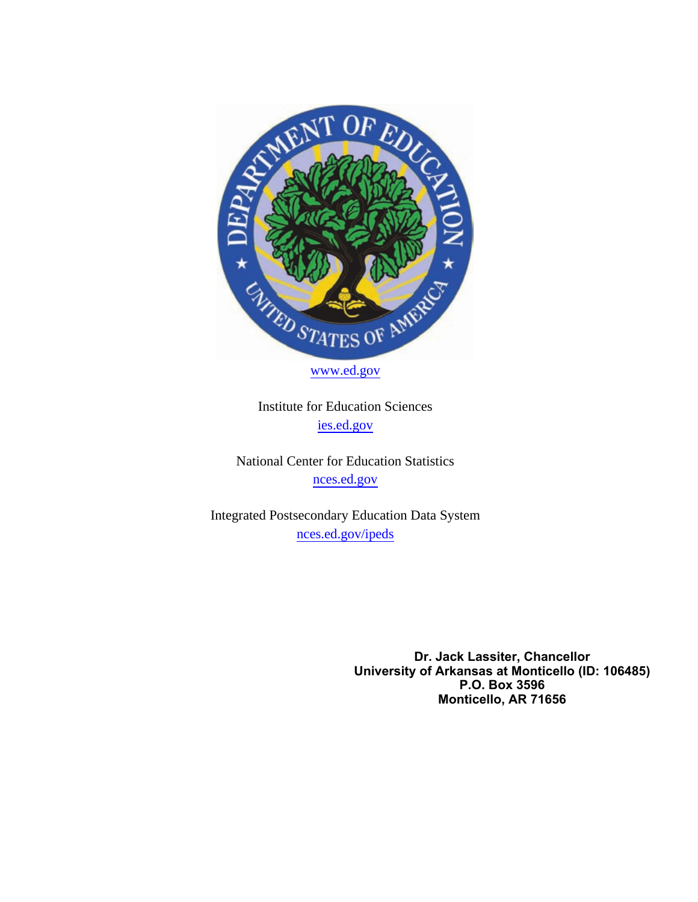www.ed.gov

Institute for Education Sciences
ies.ed.gov

National Center for Education Statistics
nces.ed.gov

Integrated Postsecondary Education Data System
nces.ed.gov/ipeds

**Dr. Jack Lassiter, Chancellor**
**University of Arkansas at Monticello (ID: 106485)**
**P.O. Box 3596**
**Monticello, AR 71656**